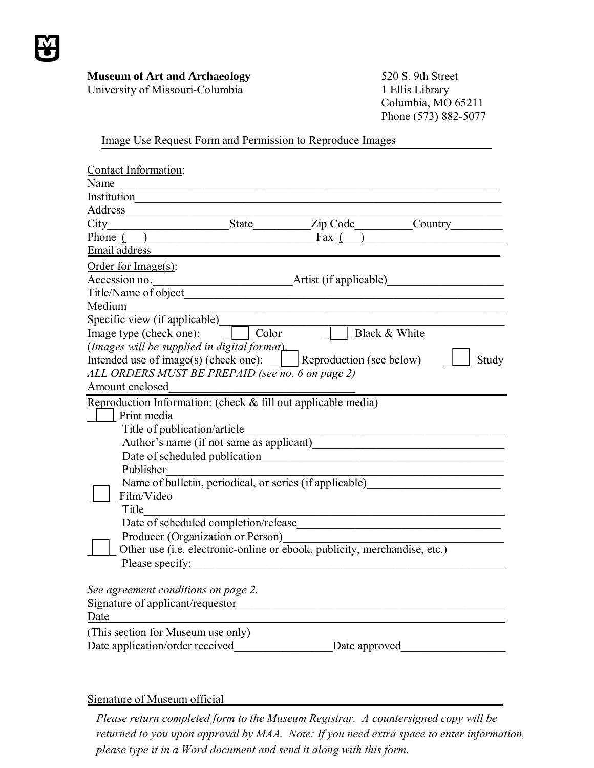**Museum of Art and Archaeology**
University of Missouri-Columbia

520 S. 9th Street
1 Ellis Library
Columbia, MO 65211
Phone (573) 882-5077

## Image Use Request Form and Permission to Reproduce Images

Contact Information:

Name\_\_\_\_\_\_\_\_\_\_\_\_\_\_\_\_\_\_\_\_\_\_\_\_\_\_\_\_\_\_\_\_\_\_\_\_\_\_\_\_\_\_\_\_\_\_\_\_\_\_\_\_\_\_\_\_\_\_\_\_\_\_

Institution\_\_\_\_\_\_\_\_\_\_\_\_\_\_\_\_\_\_\_\_\_\_\_\_\_\_\_\_\_\_\_\_\_\_\_\_\_\_\_\_\_\_\_\_\_\_\_\_\_\_\_\_\_\_\_\_\_\_

Address\_\_\_\_\_\_\_\_\_\_\_\_\_\_\_\_\_\_\_\_\_\_\_\_\_\_\_\_\_\_\_\_\_\_\_\_\_\_\_\_\_\_\_\_\_\_\_\_\_\_\_\_\_\_\_\_\_\_\_\_

City\_\_\_\_\_\_\_\_\_\_\_\_\_\_\_\_\_\_\_\_State\_\_\_\_\_\_\_\_\_Zip Code\_\_\_\_\_\_\_\_\_Country\_\_\_\_\_\_\_\_\_

Phone\_(\_\_\_)\_\_\_\_\_\_\_\_\_\_\_\_\_\_\_\_\_\_\_\_\_\_\_\_\_\_\_\_Fax\_(\_\_\_)\_\_\_\_\_\_\_\_\_\_\_\_\_\_\_\_\_\_\_\_\_\_\_\_

Email address\_\_\_\_\_\_\_\_\_\_\_\_\_\_\_\_\_\_\_\_\_\_\_\_\_\_\_\_\_\_\_\_\_\_\_\_\_\_\_\_\_\_\_\_\_\_\_\_\_\_\_\_\_\_\_\_

Order for Image(s):

Accession no.\_\_\_\_\_\_\_\_\_\_\_\_\_\_\_\_\_\_\_\_\_\_\_\_Artist (if applicable)\_\_\_\_\_\_\_\_\_\_\_\_\_\_\_\_\_\_\_\_

Title/Name of object\_\_\_\_\_\_\_\_\_\_\_\_\_\_\_\_\_\_\_\_\_\_\_\_\_\_\_\_\_\_\_\_\_\_\_\_\_\_\_\_\_\_\_\_\_\_\_\_\_\_\_\_\_\_

Medium\_\_\_\_\_\_\_\_\_\_\_\_\_\_\_\_\_\_\_\_\_\_\_\_\_\_\_\_\_\_\_\_\_\_\_\_\_\_\_\_\_\_\_\_\_\_\_\_\_\_\_\_\_\_\_\_\_\_\_\_\_\_

Specific view (if applicable)\_\_\_\_\_\_\_\_\_\_\_\_\_\_\_\_\_\_\_\_\_\_\_\_\_\_\_\_\_\_\_\_\_\_\_\_\_\_\_\_\_\_\_\_\_\_\_\_

Image type (check one): ☐ Color ☐ Black & White

(*Images will be supplied in digital format*).

Intended use of image(s) (check one): ☐ Reproduction (see below) ☐ Study

*ALL ORDERS MUST BE PREPAID (see no. 6 on page 2)*

Amount enclosed\_\_\_\_\_\_\_\_\_\_\_\_\_\_\_\_\_\_\_\_\_\_\_\_\_\_\_\_\_\_\_\_

Reproduction Information: (check & fill out applicable media)

☐ Print media

Title of publication/article\_\_\_\_\_\_\_\_\_\_\_\_\_\_\_\_\_\_\_\_\_\_\_\_\_\_\_\_\_\_\_\_\_\_\_\_\_\_\_\_\_\_\_\_\_\_\_

Author's name (if not same as applicant)\_\_\_\_\_\_\_\_\_\_\_\_\_\_\_\_\_\_\_\_\_\_\_\_\_\_\_\_\_\_\_\_\_\_\_\_

Date of scheduled publication\_\_\_\_\_\_\_\_\_\_\_\_\_\_\_\_\_\_\_\_\_\_\_\_\_\_\_\_\_\_\_\_\_\_\_\_\_\_\_\_\_\_\_\_

Publisher\_\_\_\_\_\_\_\_\_\_\_\_\_\_\_\_\_\_\_\_\_\_\_\_\_\_\_\_\_\_\_\_\_\_\_\_\_\_\_\_\_\_\_\_\_\_\_\_\_\_\_\_\_\_\_\_\_\_\_\_

Name of bulletin, periodical, or series (if applicable)\_\_\_\_\_\_\_\_\_\_\_\_\_\_\_\_\_\_\_\_\_\_\_\_

☐ Film/Video

Title\_\_\_\_\_\_\_\_\_\_\_\_\_\_\_\_\_\_\_\_\_\_\_\_\_\_\_\_\_\_\_\_\_\_\_\_\_\_\_\_\_\_\_\_\_\_\_\_\_\_\_\_\_\_\_\_\_\_\_\_\_\_\_\_

Date of scheduled completion/release\_\_\_\_\_\_\_\_\_\_\_\_\_\_\_\_\_\_\_\_\_\_\_\_\_\_\_\_\_\_\_\_\_\_\_\_

Producer (Organization or Person)\_\_\_\_\_\_\_\_\_\_\_\_\_\_\_\_\_\_\_\_\_\_\_\_\_\_\_\_\_\_\_\_\_\_\_\_\_\_\_

☐ Other use (i.e. electronic-online or ebook, publicity, merchandise, etc.)

Please specify:\_\_\_\_\_\_\_\_\_\_\_\_\_\_\_\_\_\_\_\_\_\_\_\_\_\_\_\_\_\_\_\_\_\_\_\_\_\_\_\_\_\_\_\_\_\_\_\_\_\_\_\_\_\_\_\_\_

*See agreement conditions on page 2.*

Signature of applicant/requestor\_\_\_\_\_\_\_\_\_\_\_\_\_\_\_\_\_\_\_\_\_\_\_\_\_\_\_\_\_\_\_\_\_\_\_\_\_\_\_\_\_\_\_\_\_\_

Date\_\_\_\_\_\_\_\_\_\_\_\_\_\_\_\_\_\_\_\_\_\_\_\_\_\_\_\_\_\_\_\_\_\_\_\_\_\_\_\_\_\_\_\_\_\_\_\_\_\_\_\_\_\_\_\_\_\_\_\_\_\_\_\_

(This section for Museum use only)

Date application/order received\_\_\_\_\_\_\_\_\_\_\_\_\_\_\_\_\_Date approved\_\_\_\_\_\_\_\_\_\_\_\_\_\_\_\_\_\_

Signature of Museum official\_\_\_\_\_\_\_\_\_\_\_\_\_\_\_\_\_\_\_\_\_\_\_\_\_\_\_\_\_\_\_\_\_\_\_\_\_\_\_\_\_\_\_\_\_\_\_\_\_\_

*Please return completed form to the Museum Registrar. A countersigned copy will be returned to you upon approval by MAA. Note: If you need extra space to enter information, please type it in a Word document and send it along with this form.*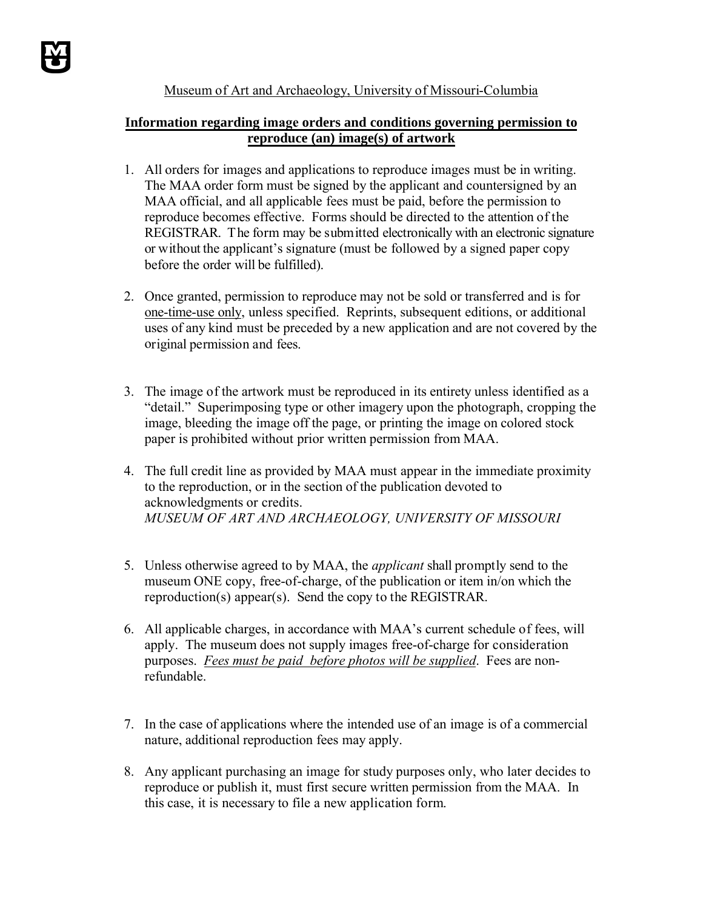Museum of Art and Archaeology, University of Missouri-Columbia

## **Information regarding image orders and conditions governing permission to reproduce (an) image(s) of artwork**

1. All orders for images and applications to reproduce images must be in writing. The MAA order form must be signed by the applicant and countersigned by an MAA official, and all applicable fees must be paid, before the permission to reproduce becomes effective. Forms should be directed to the attention of the REGISTRAR. The form may be submitted electronically with an electronic signature or without the applicant's signature (must be followed by a signed paper copy before the order will be fulfilled).

2. Once granted, permission to reproduce may not be sold or transferred and is for one-time-use only, unless specified. Reprints, subsequent editions, or additional uses of any kind must be preceded by a new application and are not covered by the original permission and fees.

3. The image of the artwork must be reproduced in its entirety unless identified as a "detail." Superimposing type or other imagery upon the photograph, cropping the image, bleeding the image off the page, or printing the image on colored stock paper is prohibited without prior written permission from MAA.

4. The full credit line as provided by MAA must appear in the immediate proximity to the reproduction, or in the section of the publication devoted to acknowledgments or credits.
*MUSEUM OF ART AND ARCHAEOLOGY, UNIVERSITY OF MISSOURI*

5. Unless otherwise agreed to by MAA, the *applicant* shall promptly send to the museum ONE copy, free-of-charge, of the publication or item in/on which the reproduction(s) appear(s). Send the copy to the REGISTRAR.

6. All applicable charges, in accordance with MAA's current schedule of fees, will apply. The museum does not supply images free-of-charge for consideration purposes. *Fees must be paid before photos will be supplied*. Fees are non-refundable.

7. In the case of applications where the intended use of an image is of a commercial nature, additional reproduction fees may apply.

8. Any applicant purchasing an image for study purposes only, who later decides to reproduce or publish it, must first secure written permission from the MAA. In this case, it is necessary to file a new application form.